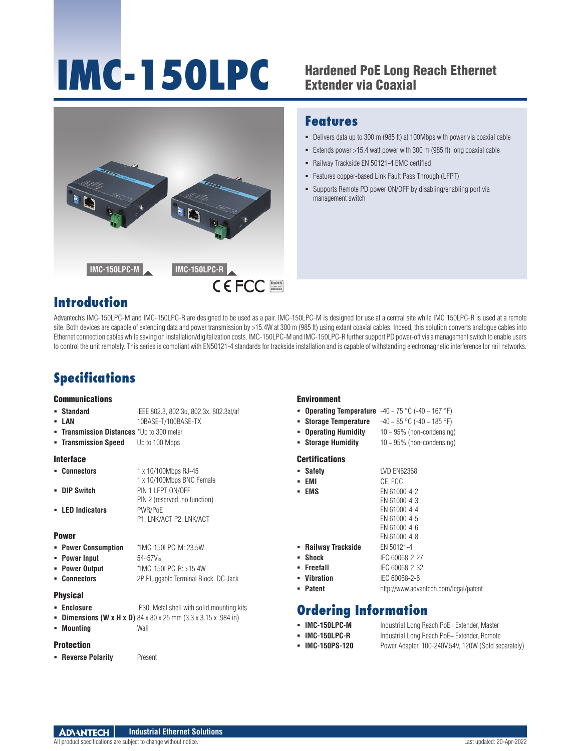# IMC-150LPC

## Hardened PoE Long Reach Ethernet Extender via Coaxial

IMC-150LPC-M

IMC-150LPC-R

## Features

- Delivers data up to 300 m (985 ft) at 100Mbps with power via coaxial cable
- Extends power >15.4 watt power with 300 m (985 ft) long coaxial cable
- Railway Trackside EN 50121-4 EMC certified
- Features copper-based Link Fault Pass Through (LFPT)
- Supports Remote PD power ON/OFF by disabling/enabling port via management switch

## Introduction

Advantech's IMC-150LPC-M and IMC-150LPC-R are designed to be used as a pair. IMC-150LPC-M is designed for use at a central site while IMC 150LPC-R is used at a remote site. Both devices are capable of extending data and power transmission by >15.4W at 300 m (985 ft) using extant coaxial cables. Indeed, this solution converts analogue cables into Ethernet connection cables while saving on installation/digitalization costs. IMC-150LPC-M and IMC-150LPC-R further support PD power-off via a management switch to enable users to control the unit remotely. This series is compliant with EN50121-4 standards for trackside installation and is capable of withstanding electromagnetic interference for rail networks.

## Specifications

### Communications

- **Standard**: IEEE 802.3, 802.3u, 802.3x, 802.3at/af
- **LAN**: 10BASE-T/100BASE-TX
- **Transmission Distances**: *Up to 300 meter
- **Transmission Speed**: Up to 100 Mbps

### Interface

- **Connectors**: 1 x 10/100Mbps RJ-45; 1 x 10/100Mbps BNC Female
- **DIP Switch**: PIN 1 LFPT ON/OFF; PIN 2 (reserved, no function)
- **LED Indicators**: PWR/PoE; P1: LNK/ACT P2: LNK/ACT

### Power

- **Power Consumption**: *IMC-150LPC-M: 23.5W
- **Power Input**: 54~57$V_{DC}$
- **Power Output**: *IMC-150LPC-R: >15.4W
- **Connectors**: 2P Pluggable Terminal Block, DC Jack

### Physical

- **Enclosure**: IP30, Metal shell with solid mounting kits
- **Dimensions (W x H x D)**: 84 x 80 x 25 mm (3.3 x 3.15 x .984 in)
- **Mounting**: Wall

### Protection

- **Reverse Polarity**: Present

### Environment

- **Operating Temperature**: -40 ~ 75 °C (-40 ~ 167 °F)
- **Storage Temperature**: -40 ~ 85 °C (-40 ~ 185 °F)
- **Operating Humidity**: 10 ~ 95% (non-condensing)
- **Storage Humidity**: 10 ~ 95% (non-condensing)

### Certifications

- **Safety**: LVD EN62368
- **EMI**: CE, FCC,
- **EMS**: EN 61000-4-2; EN 61000-4-3; EN 61000-4-4; EN 61000-4-5; EN 61000-4-6; EN 61000-4-8
- **Railway Trackside**: EN 50121-4
- **Shock**: IEC 60068-2-27
- **Freefall**: IEC 60068-2-32
- **Vibration**: IEC 60068-2-6
- **Patent**: http://www.advantech.com/legal/patent

## Ordering Information

- **IMC-150LPC-M**: Industrial Long Reach PoE+ Extender, Master
- **IMC-150LPC-R**: Industrial Long Reach PoE+ Extender, Remote
- **IMC-150PS-120**: Power Adapter, 100-240V,54V, 120W (Sold separately)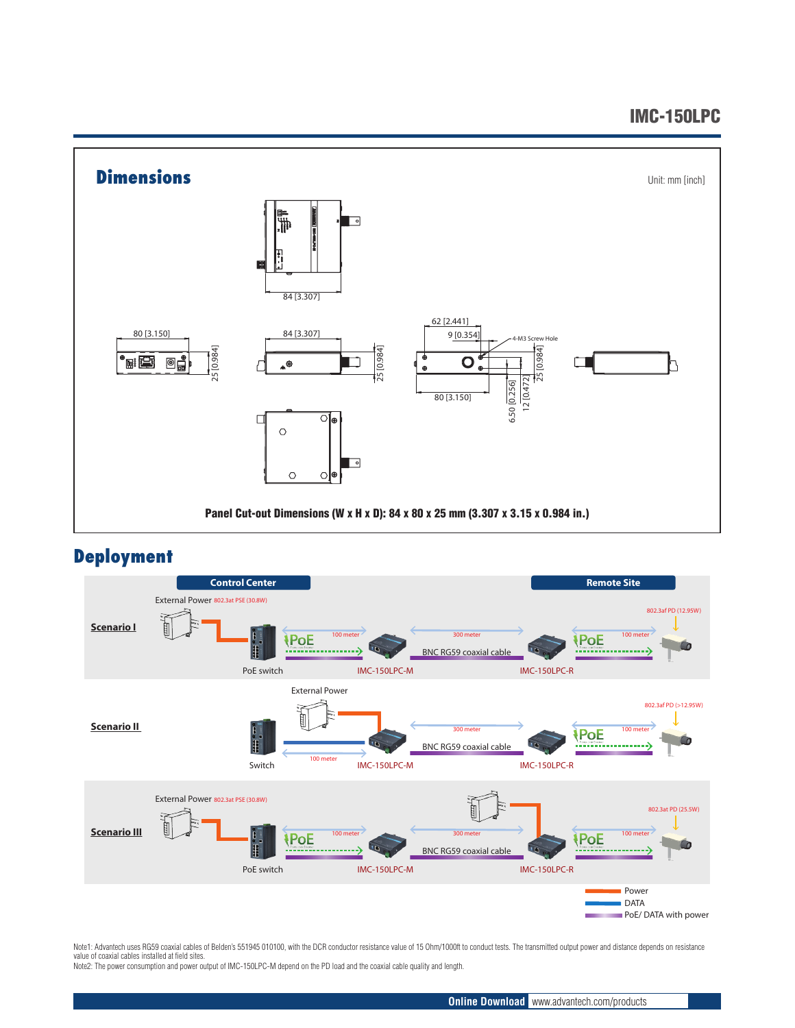# IMC-150LPC

## Dimensions

Unit: mm [inch]

84 [3.307]

80 [3.150]

25 [0.984]

84 [3.307]

25 [0.984]

62 [2.441]

9 [0.354]

4-M3 Screw Hole

25 [0.984]

80 [3.150]

6.50 [0.256]

12 [0.472]

**Panel Cut-out Dimensions (W x H x D): 84 x 80 x 25 mm (3.307 x 3.15 x 0.984 in.)**

## Deployment

Control Center

Remote Site

**Scenario I**

External Power 802.3at PSE (30.8W)

PoE switch

100 meter

IMC-150LPC-M

300 meter

BNC RG59 coaxial cable

IMC-150LPC-R

100 meter

802.3af PD (12.95W)

**Scenario II**

External Power

Switch

100 meter

IMC-150LPC-M

300 meter

BNC RG59 coaxial cable

IMC-150LPC-R

100 meter

802.3af PD (>12.95W)

**Scenario III**

External Power 802.3at PSE (30.8W)

PoE switch

100 meter

IMC-150LPC-M

300 meter

BNC RG59 coaxial cable

IMC-150LPC-R

100 meter

802.3at PD (25.5W)

Power

DATA

PoE/ DATA with power

Note1: Advantech uses RG59 coaxial cables of Belden's 551945 010100, with the DCR conductor resistance value of 15 Ohm/1000ft to conduct tests. The transmitted output power and distance depends on resistance value of coaxial cables installed at field sites.

Note2: The power consumption and power output of IMC-150LPC-M depend on the PD load and the coaxial cable quality and length.

**Online Download** www.advantech.com/products